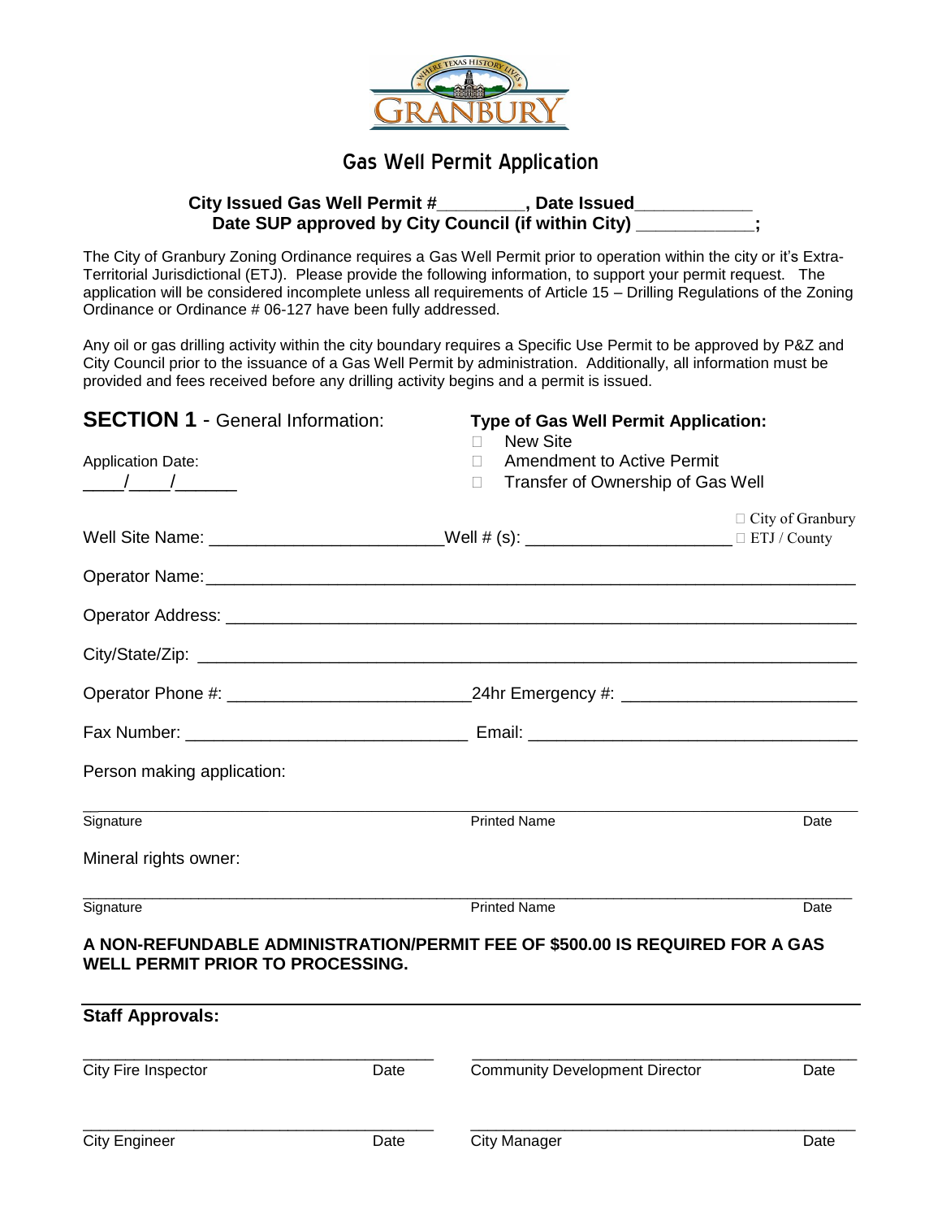GRANBURY

# Gas Well Permit Application

**City Issued Gas Well Permit #_________, Date Issued____________**
**Date SUP approved by City Council (if within City) ____________;**

The City of Granbury Zoning Ordinance requires a Gas Well Permit prior to operation within the city or it's Extra-Territorial Jurisdictional (ETJ). Please provide the following information, to support your permit request. The application will be considered incomplete unless all requirements of Article 15 – Drilling Regulations of the Zoning Ordinance or Ordinance # 06-127 have been fully addressed.

Any oil or gas drilling activity within the city boundary requires a Specific Use Permit to be approved by P&Z and City Council prior to the issuance of a Gas Well Permit by administration. Additionally, all information must be provided and fees received before any drilling activity begins and a permit is issued.

## SECTION 1 - General Information:

Application Date:
____/____/______

**Type of Gas Well Permit Application:**

- ☐ New Site
- ☐ Amendment to Active Permit
- ☐ Transfer of Ownership of Gas Well

Well Site Name: ________________________ Well # (s): ______________________ ☐ City of Granbury ☐ ETJ / County

Operator Name: ___________________________________________________________________

Operator Address: _________________________________________________________________

City/State/Zip: ____________________________________________________________________

Operator Phone #: _________________________ 24hr Emergency #: ________________________

Fax Number: ______________________________ Email: __________________________________

Person making application:

_____________________________________________________________________________
Signature Printed Name Date

Mineral rights owner:

_____________________________________________________________________________
Signature Printed Name Date

**A NON-REFUNDABLE ADMINISTRATION/PERMIT FEE OF $500.00 IS REQUIRED FOR A GAS WELL PERMIT PRIOR TO PROCESSING.**

---

**Staff Approvals:**

______________________________________ ______________________________________
City Fire Inspector Date Community Development Director Date

______________________________________ ______________________________________
City Engineer Date City Manager Date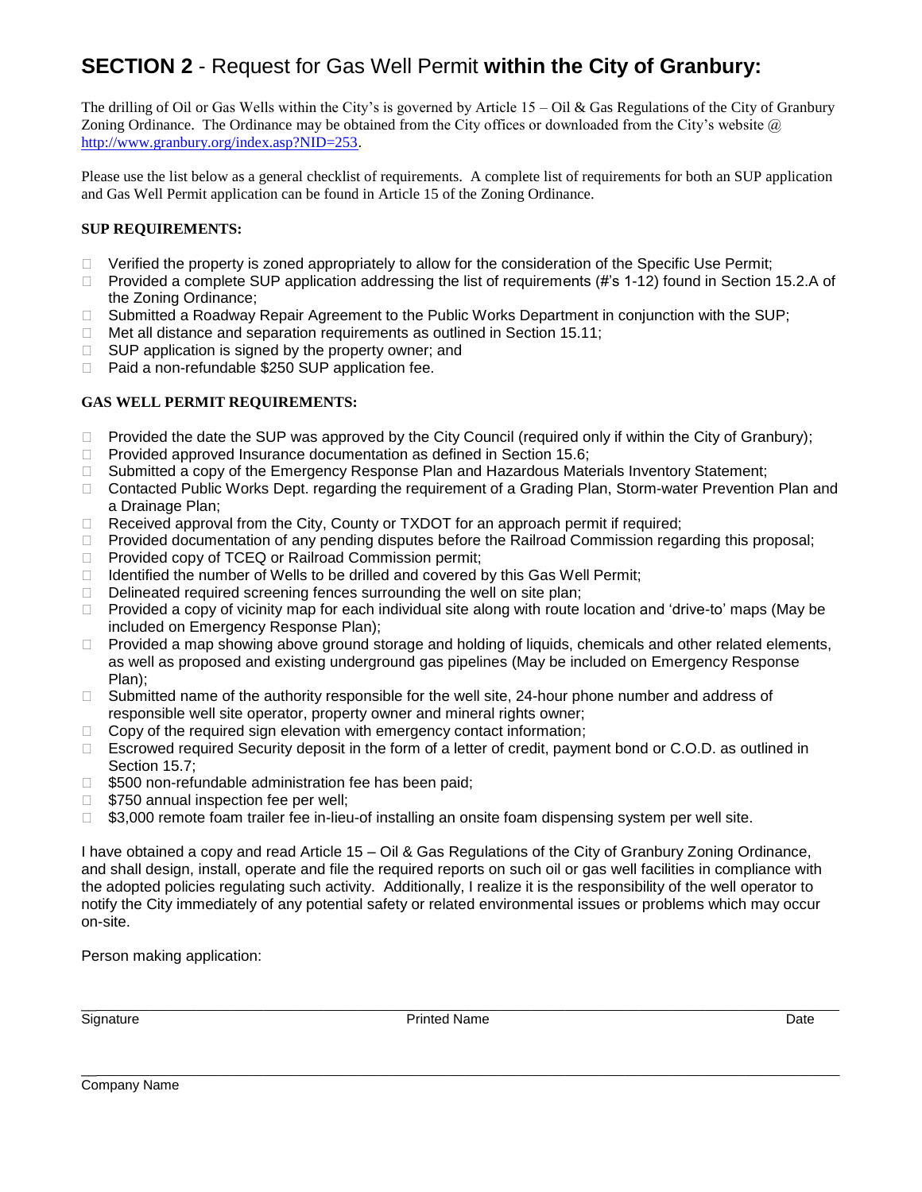# **SECTION 2** - Request for Gas Well Permit **within the City of Granbury:**

The drilling of Oil or Gas Wells within the City's is governed by Article 15 – Oil & Gas Regulations of the City of Granbury Zoning Ordinance. The Ordinance may be obtained from the City offices or downloaded from the City's website @ http://www.granbury.org/index.asp?NID=253.

Please use the list below as a general checklist of requirements. A complete list of requirements for both an SUP application and Gas Well Permit application can be found in Article 15 of the Zoning Ordinance.

**SUP REQUIREMENTS:**

- ☐ Verified the property is zoned appropriately to allow for the consideration of the Specific Use Permit;
- ☐ Provided a complete SUP application addressing the list of requirements (#'s 1-12) found in Section 15.2.A of the Zoning Ordinance;
- ☐ Submitted a Roadway Repair Agreement to the Public Works Department in conjunction with the SUP;
- ☐ Met all distance and separation requirements as outlined in Section 15.11;
- ☐ SUP application is signed by the property owner; and
- ☐ Paid a non-refundable $250 SUP application fee.

**GAS WELL PERMIT REQUIREMENTS:**

- ☐ Provided the date the SUP was approved by the City Council (required only if within the City of Granbury);
- ☐ Provided approved Insurance documentation as defined in Section 15.6;
- ☐ Submitted a copy of the Emergency Response Plan and Hazardous Materials Inventory Statement;
- ☐ Contacted Public Works Dept. regarding the requirement of a Grading Plan, Storm-water Prevention Plan and a Drainage Plan;
- ☐ Received approval from the City, County or TXDOT for an approach permit if required;
- ☐ Provided documentation of any pending disputes before the Railroad Commission regarding this proposal;
- ☐ Provided copy of TCEQ or Railroad Commission permit;
- ☐ Identified the number of Wells to be drilled and covered by this Gas Well Permit;
- ☐ Delineated required screening fences surrounding the well on site plan;
- ☐ Provided a copy of vicinity map for each individual site along with route location and 'drive-to' maps (May be included on Emergency Response Plan);
- ☐ Provided a map showing above ground storage and holding of liquids, chemicals and other related elements, as well as proposed and existing underground gas pipelines (May be included on Emergency Response Plan);
- ☐ Submitted name of the authority responsible for the well site, 24-hour phone number and address of responsible well site operator, property owner and mineral rights owner;
- ☐ Copy of the required sign elevation with emergency contact information;
- ☐ Escrowed required Security deposit in the form of a letter of credit, payment bond or C.O.D. as outlined in Section 15.7;
- ☐ $500 non-refundable administration fee has been paid;
- ☐ $750 annual inspection fee per well;
- ☐ $3,000 remote foam trailer fee in-lieu-of installing an onsite foam dispensing system per well site.

I have obtained a copy and read Article 15 – Oil & Gas Regulations of the City of Granbury Zoning Ordinance, and shall design, install, operate and file the required reports on such oil or gas well facilities in compliance with the adopted policies regulating such activity. Additionally, I realize it is the responsibility of the well operator to notify the City immediately of any potential safety or related environmental issues or problems which may occur on-site.

Person making application:

\_\_\_\_\_\_\_\_\_\_\_\_\_\_\_\_\_\_\_\_\_\_\_\_\_\_\_\_\_\_\_\_\_\_\_\_\_\_\_\_\_\_\_\_\_\_\_\_\_\_\_\_\_\_\_\_\_\_\_\_\_\_\_\_\_\_\_\_\_\_\_\_\_\_\_\_

Signature | Printed Name | Date

\_\_\_\_\_\_\_\_\_\_\_\_\_\_\_\_\_\_\_\_\_\_\_\_\_\_\_\_\_\_\_\_\_\_\_\_\_\_\_\_\_\_\_\_\_\_\_\_\_\_\_\_\_\_\_\_\_\_\_\_\_\_\_\_\_\_\_\_\_\_\_\_\_\_\_\_

Company Name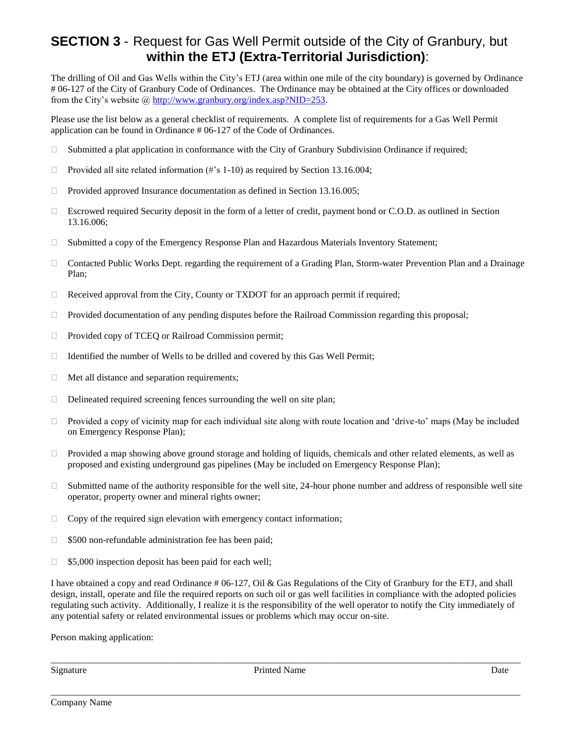## **SECTION 3** - Request for Gas Well Permit outside of the City of Granbury, but **within the ETJ (Extra-Territorial Jurisdiction)**:

The drilling of Oil and Gas Wells within the City's ETJ (area within one mile of the city boundary) is governed by Ordinance # 06-127 of the City of Granbury Code of Ordinances. The Ordinance may be obtained at the City offices or downloaded from the City's website @ http://www.granbury.org/index.asp?NID=253.

Please use the list below as a general checklist of requirements. A complete list of requirements for a Gas Well Permit application can be found in Ordinance # 06-127 of the Code of Ordinances.

- ☐ Submitted a plat application in conformance with the City of Granbury Subdivision Ordinance if required;
- ☐ Provided all site related information (#'s 1-10) as required by Section 13.16.004;
- ☐ Provided approved Insurance documentation as defined in Section 13.16.005;
- ☐ Escrowed required Security deposit in the form of a letter of credit, payment bond or C.O.D. as outlined in Section 13.16.006;
- ☐ Submitted a copy of the Emergency Response Plan and Hazardous Materials Inventory Statement;
- ☐ Contacted Public Works Dept. regarding the requirement of a Grading Plan, Storm-water Prevention Plan and a Drainage Plan;
- ☐ Received approval from the City, County or TXDOT for an approach permit if required;
- ☐ Provided documentation of any pending disputes before the Railroad Commission regarding this proposal;
- ☐ Provided copy of TCEQ or Railroad Commission permit;
- ☐ Identified the number of Wells to be drilled and covered by this Gas Well Permit;
- ☐ Met all distance and separation requirements;
- ☐ Delineated required screening fences surrounding the well on site plan;
- ☐ Provided a copy of vicinity map for each individual site along with route location and 'drive-to' maps (May be included on Emergency Response Plan);
- ☐ Provided a map showing above ground storage and holding of liquids, chemicals and other related elements, as well as proposed and existing underground gas pipelines (May be included on Emergency Response Plan);
- ☐ Submitted name of the authority responsible for the well site, 24-hour phone number and address of responsible well site operator, property owner and mineral rights owner;
- ☐ Copy of the required sign elevation with emergency contact information;
- ☐ $500 non-refundable administration fee has been paid;
- ☐ $5,000 inspection deposit has been paid for each well;

I have obtained a copy and read Ordinance # 06-127, Oil & Gas Regulations of the City of Granbury for the ETJ, and shall design, install, operate and file the required reports on such oil or gas well facilities in compliance with the adopted policies regulating such activity. Additionally, I realize it is the responsibility of the well operator to notify the City immediately of any potential safety or related environmental issues or problems which may occur on-site.

Person making application:

______________________________________________________________________________

Signature                                        Printed Name                                        Date

______________________________________________________________________________

Company Name